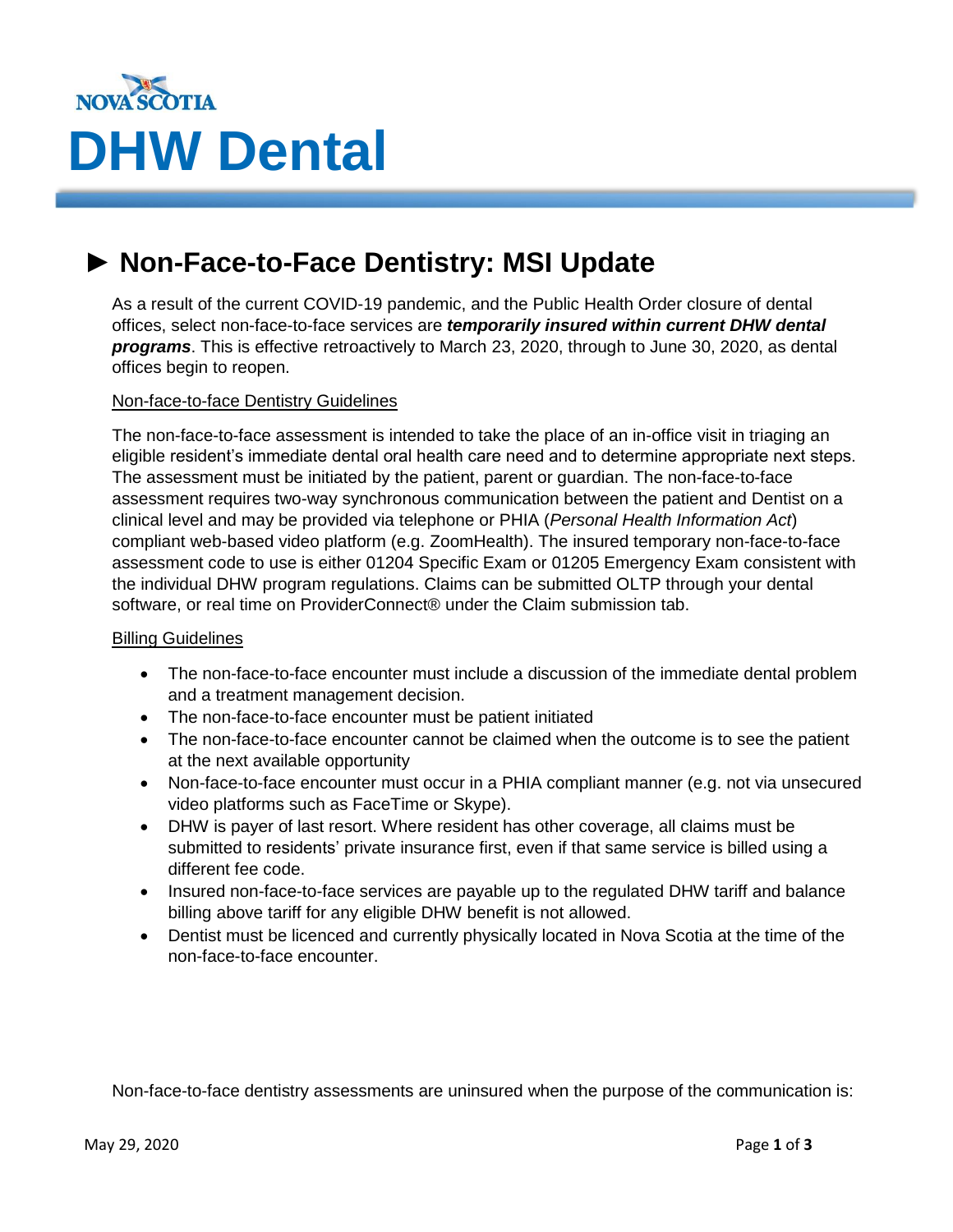NOVA SCOTIA

# DHW Dental

## ► Non-Face-to-Face Dentistry: MSI Update

As a result of the current COVID-19 pandemic, and the Public Health Order closure of dental offices, select non-face-to-face services are ***temporarily insured within current DHW dental programs***. This is effective retroactively to March 23, 2020, through to June 30, 2020, as dental offices begin to reopen.

Non-face-to-face Dentistry Guidelines

The non-face-to-face assessment is intended to take the place of an in-office visit in triaging an eligible resident's immediate dental oral health care need and to determine appropriate next steps. The assessment must be initiated by the patient, parent or guardian. The non-face-to-face assessment requires two-way synchronous communication between the patient and Dentist on a clinical level and may be provided via telephone or PHIA (*Personal Health Information Act*) compliant web-based video platform (e.g. ZoomHealth). The insured temporary non-face-to-face assessment code to use is either 01204 Specific Exam or 01205 Emergency Exam consistent with the individual DHW program regulations. Claims can be submitted OLTP through your dental software, or real time on ProviderConnect® under the Claim submission tab.

Billing Guidelines

- The non-face-to-face encounter must include a discussion of the immediate dental problem and a treatment management decision.
- The non-face-to-face encounter must be patient initiated
- The non-face-to-face encounter cannot be claimed when the outcome is to see the patient at the next available opportunity
- Non-face-to-face encounter must occur in a PHIA compliant manner (e.g. not via unsecured video platforms such as FaceTime or Skype).
- DHW is payer of last resort. Where resident has other coverage, all claims must be submitted to residents' private insurance first, even if that same service is billed using a different fee code.
- Insured non-face-to-face services are payable up to the regulated DHW tariff and balance billing above tariff for any eligible DHW benefit is not allowed.
- Dentist must be licenced and currently physically located in Nova Scotia at the time of the non-face-to-face encounter.

Non-face-to-face dentistry assessments are uninsured when the purpose of the communication is:

May 29, 2020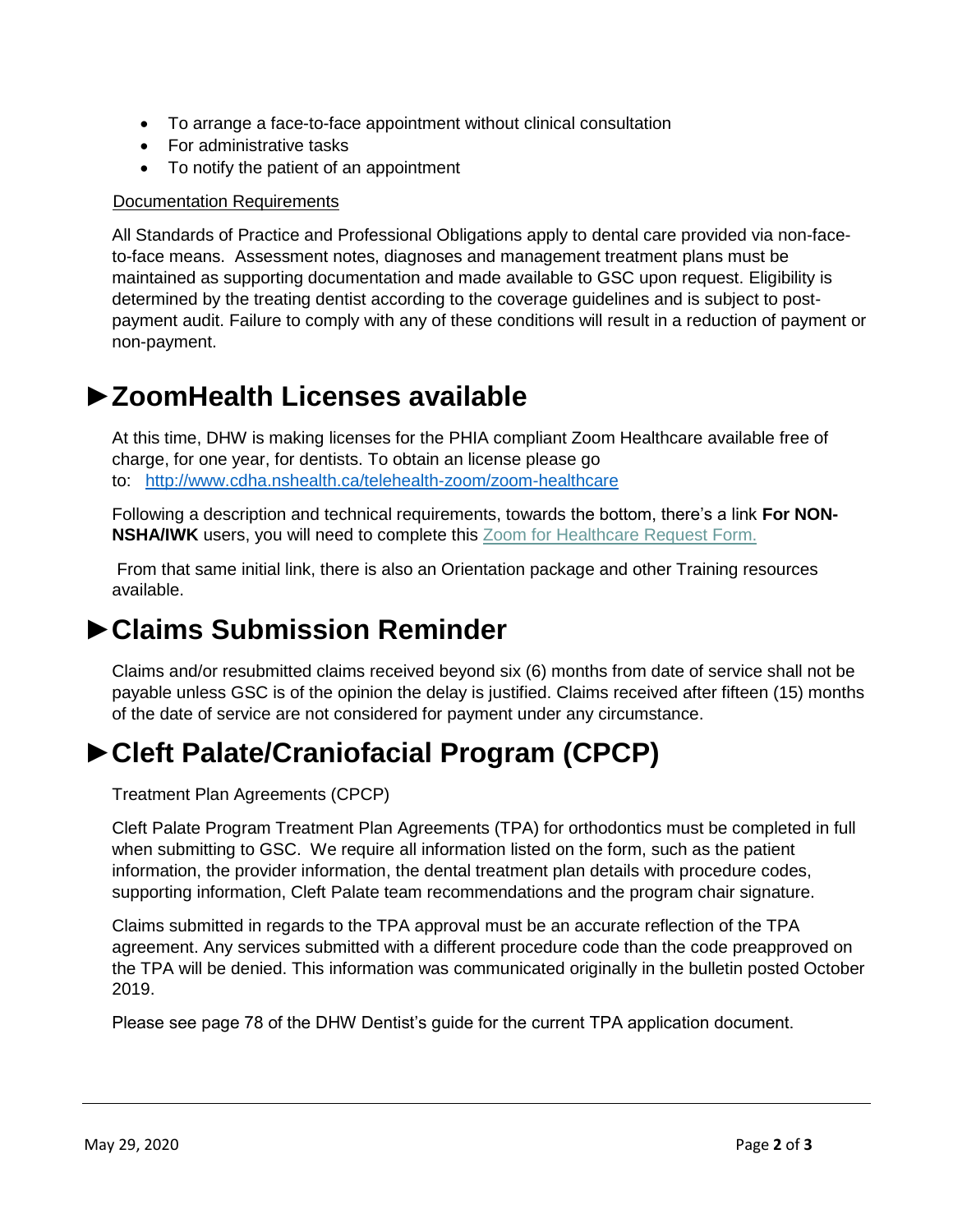- To arrange a face-to-face appointment without clinical consultation
- For administrative tasks
- To notify the patient of an appointment

Documentation Requirements

All Standards of Practice and Professional Obligations apply to dental care provided via non-face-to-face means. Assessment notes, diagnoses and management treatment plans must be maintained as supporting documentation and made available to GSC upon request. Eligibility is determined by the treating dentist according to the coverage guidelines and is subject to post-payment audit. Failure to comply with any of these conditions will result in a reduction of payment or non-payment.

# ►ZoomHealth Licenses available

At this time, DHW is making licenses for the PHIA compliant Zoom Healthcare available free of charge, for one year, for dentists. To obtain an license please go to: http://www.cdha.nshealth.ca/telehealth-zoom/zoom-healthcare

Following a description and technical requirements, towards the bottom, there's a link **For NON-NSHA/IWK** users, you will need to complete this Zoom for Healthcare Request Form.

From that same initial link, there is also an Orientation package and other Training resources available.

# ►Claims Submission Reminder

Claims and/or resubmitted claims received beyond six (6) months from date of service shall not be payable unless GSC is of the opinion the delay is justified. Claims received after fifteen (15) months of the date of service are not considered for payment under any circumstance.

# ►Cleft Palate/Craniofacial Program (CPCP)

Treatment Plan Agreements (CPCP)

Cleft Palate Program Treatment Plan Agreements (TPA) for orthodontics must be completed in full when submitting to GSC. We require all information listed on the form, such as the patient information, the provider information, the dental treatment plan details with procedure codes, supporting information, Cleft Palate team recommendations and the program chair signature.

Claims submitted in regards to the TPA approval must be an accurate reflection of the TPA agreement. Any services submitted with a different procedure code than the code preapproved on the TPA will be denied. This information was communicated originally in the bulletin posted October 2019.

Please see page 78 of the DHW Dentist's guide for the current TPA application document.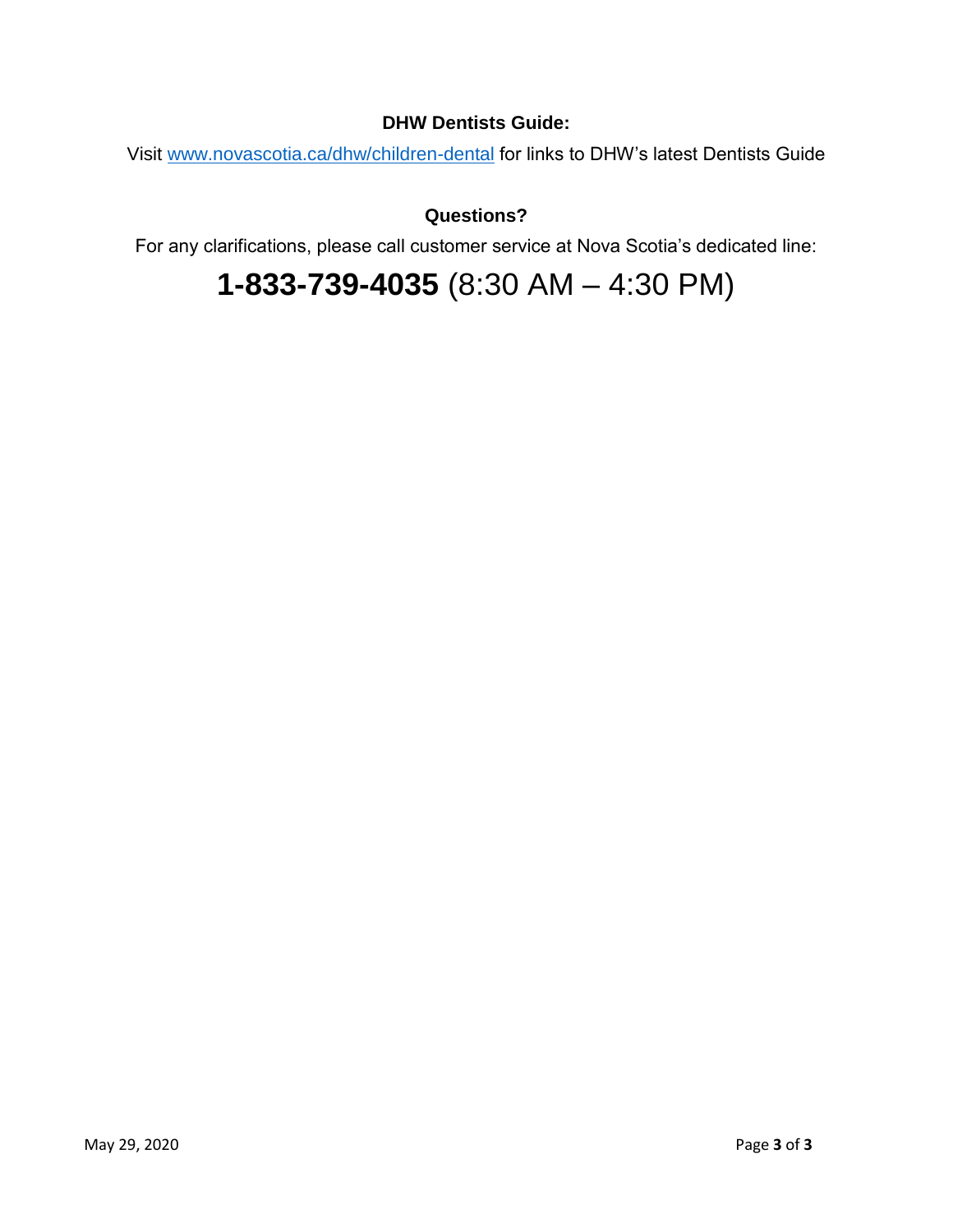**DHW Dentists Guide:**

Visit [www.novascotia.ca/dhw/children-dental](www.novascotia.ca/dhw/children-dental) for links to DHW's latest Dentists Guide

**Questions?**

For any clarifications, please call customer service at Nova Scotia's dedicated line:

**1-833-739-4035** (8:30 AM – 4:30 PM)

May 29, 2020